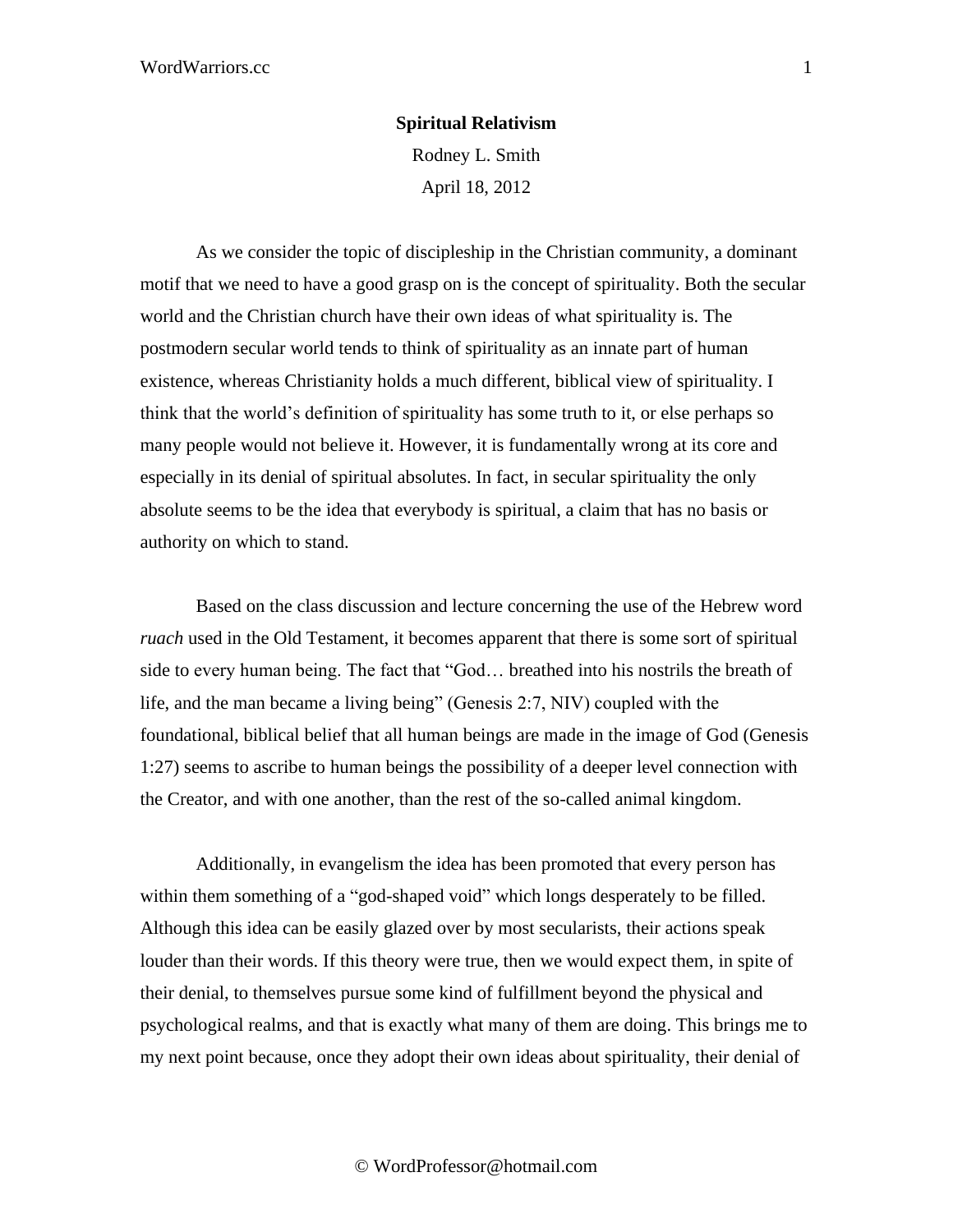**Spiritual Relativism**

Rodney L. Smith

April 18, 2012

As we consider the topic of discipleship in the Christian community, a dominant motif that we need to have a good grasp on is the concept of spirituality. Both the secular world and the Christian church have their own ideas of what spirituality is. The postmodern secular world tends to think of spirituality as an innate part of human existence, whereas Christianity holds a much different, biblical view of spirituality. I think that the world's definition of spirituality has some truth to it, or else perhaps so many people would not believe it. However, it is fundamentally wrong at its core and especially in its denial of spiritual absolutes. In fact, in secular spirituality the only absolute seems to be the idea that everybody is spiritual, a claim that has no basis or authority on which to stand.

Based on the class discussion and lecture concerning the use of the Hebrew word *ruach* used in the Old Testament, it becomes apparent that there is some sort of spiritual side to every human being. The fact that "God… breathed into his nostrils the breath of life, and the man became a living being" (Genesis 2:7, NIV) coupled with the foundational, biblical belief that all human beings are made in the image of God (Genesis 1:27) seems to ascribe to human beings the possibility of a deeper level connection with the Creator, and with one another, than the rest of the so-called animal kingdom.

Additionally, in evangelism the idea has been promoted that every person has within them something of a "god-shaped void" which longs desperately to be filled. Although this idea can be easily glazed over by most secularists, their actions speak louder than their words. If this theory were true, then we would expect them, in spite of their denial, to themselves pursue some kind of fulfillment beyond the physical and psychological realms, and that is exactly what many of them are doing. This brings me to my next point because, once they adopt their own ideas about spirituality, their denial of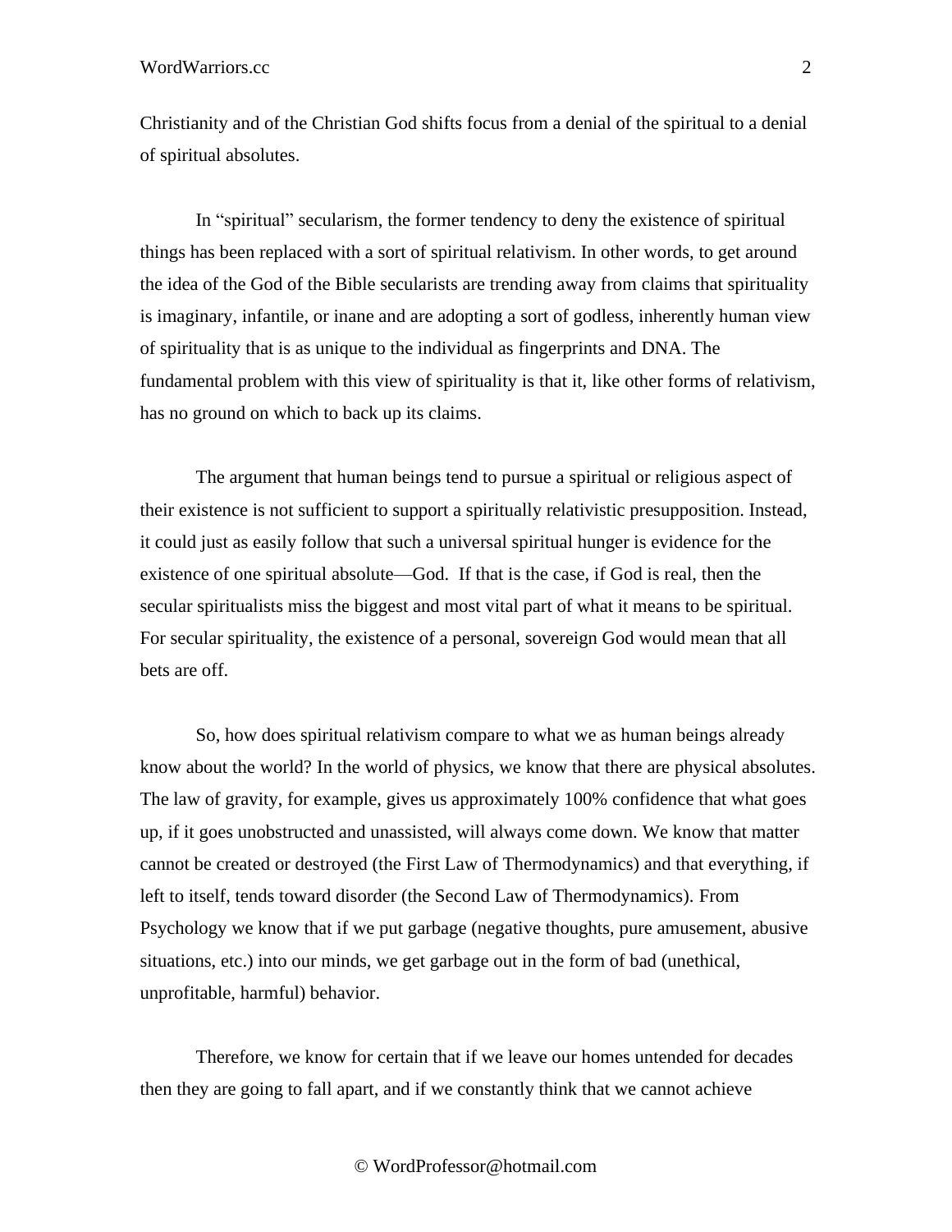Christianity and of the Christian God shifts focus from a denial of the spiritual to a denial of spiritual absolutes.

In “spiritual” secularism, the former tendency to deny the existence of spiritual things has been replaced with a sort of spiritual relativism. In other words, to get around the idea of the God of the Bible secularists are trending away from claims that spirituality is imaginary, infantile, or inane and are adopting a sort of godless, inherently human view of spirituality that is as unique to the individual as fingerprints and DNA. The fundamental problem with this view of spirituality is that it, like other forms of relativism, has no ground on which to back up its claims.

The argument that human beings tend to pursue a spiritual or religious aspect of their existence is not sufficient to support a spiritually relativistic presupposition. Instead, it could just as easily follow that such a universal spiritual hunger is evidence for the existence of one spiritual absolute—God. If that is the case, if God is real, then the secular spiritualists miss the biggest and most vital part of what it means to be spiritual. For secular spirituality, the existence of a personal, sovereign God would mean that all bets are off.

So, how does spiritual relativism compare to what we as human beings already know about the world? In the world of physics, we know that there are physical absolutes. The law of gravity, for example, gives us approximately 100% confidence that what goes up, if it goes unobstructed and unassisted, will always come down. We know that matter cannot be created or destroyed (the First Law of Thermodynamics) and that everything, if left to itself, tends toward disorder (the Second Law of Thermodynamics). From Psychology we know that if we put garbage (negative thoughts, pure amusement, abusive situations, etc.) into our minds, we get garbage out in the form of bad (unethical, unprofitable, harmful) behavior.

Therefore, we know for certain that if we leave our homes untended for decades then they are going to fall apart, and if we constantly think that we cannot achieve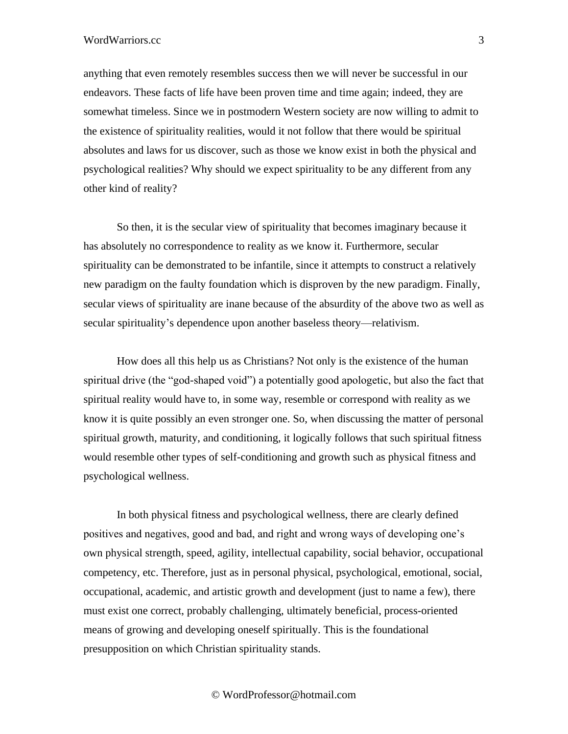anything that even remotely resembles success then we will never be successful in our endeavors. These facts of life have been proven time and time again; indeed, they are somewhat timeless. Since we in postmodern Western society are now willing to admit to the existence of spirituality realities, would it not follow that there would be spiritual absolutes and laws for us discover, such as those we know exist in both the physical and psychological realities? Why should we expect spirituality to be any different from any other kind of reality?

So then, it is the secular view of spirituality that becomes imaginary because it has absolutely no correspondence to reality as we know it. Furthermore, secular spirituality can be demonstrated to be infantile, since it attempts to construct a relatively new paradigm on the faulty foundation which is disproven by the new paradigm. Finally, secular views of spirituality are inane because of the absurdity of the above two as well as secular spirituality's dependence upon another baseless theory—relativism.

How does all this help us as Christians? Not only is the existence of the human spiritual drive (the "god-shaped void") a potentially good apologetic, but also the fact that spiritual reality would have to, in some way, resemble or correspond with reality as we know it is quite possibly an even stronger one. So, when discussing the matter of personal spiritual growth, maturity, and conditioning, it logically follows that such spiritual fitness would resemble other types of self-conditioning and growth such as physical fitness and psychological wellness.

In both physical fitness and psychological wellness, there are clearly defined positives and negatives, good and bad, and right and wrong ways of developing one's own physical strength, speed, agility, intellectual capability, social behavior, occupational competency, etc. Therefore, just as in personal physical, psychological, emotional, social, occupational, academic, and artistic growth and development (just to name a few), there must exist one correct, probably challenging, ultimately beneficial, process-oriented means of growing and developing oneself spiritually. This is the foundational presupposition on which Christian spirituality stands.